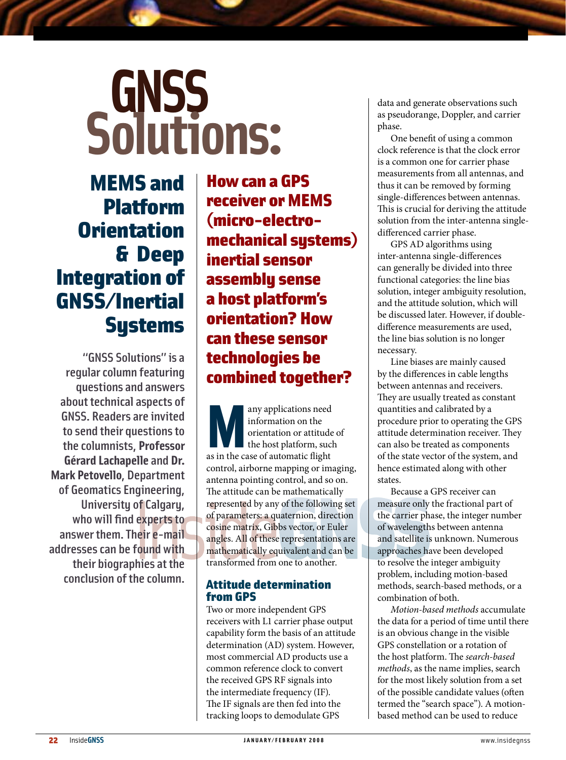# GNSS Solutions:

## MEMS and Platform Orientation & Deep Integration of GNSS/Inertial Systems

"GNSS Solutions" is a regular column featuring questions and answers about technical aspects of GNSS. Readers are invited to send their questions to the columnists, **Professor Gérard Lachapelle** and **Dr. Mark Petovello**, Department of Geomatics Engineering, University of Calgary, who will find experts to answer them. Their e-mail addresses can be found with their biographies at the conclusion of the column.

## How can a GPS receiver or MEMS (micro-electro-mechanical systems) inertial sensor assembly sense a host platform's orientation? How can these sensor technologies be combined together?

Many applications need information on the orientation or attitude of the host platform, such as in the case of automatic flight control, airborne mapping or imaging, antenna pointing control, and so on. The attitude can be mathematically represented by any of the following set of parameters: a quaternion, direction cosine matrix, Gibbs vector, or Euler angles. All of these representations are mathematically equivalent and can be transformed from one to another.

### Attitude determination from GPS

Two or more independent GPS receivers with L1 carrier phase output capability form the basis of an attitude determination (AD) system. However, most commercial AD products use a common reference clock to convert the received GPS RF signals into the intermediate frequency (IF). The IF signals are then fed into the tracking loops to demodulate GPS data and generate observations such as pseudorange, Doppler, and carrier phase.

One benefit of using a common clock reference is that the clock error is a common one for carrier phase measurements from all antennas, and thus it can be removed by forming single-differences between antennas. This is crucial for deriving the attitude solution from the inter-antenna single-differenced carrier phase.

GPS AD algorithms using inter-antenna single-differences can generally be divided into three functional categories: the line bias solution, integer ambiguity resolution, and the attitude solution, which will be discussed later. However, if double-difference measurements are used, the line bias solution is no longer necessary.

Line biases are mainly caused by the differences in cable lengths between antennas and receivers. They are usually treated as constant quantities and calibrated by a procedure prior to operating the GPS attitude determination receiver. They can also be treated as components of the state vector of the system, and hence estimated along with other states.

Because a GPS receiver can measure only the fractional part of the carrier phase, the integer number of wavelengths between antenna and satellite is unknown. Numerous approaches have been developed to resolve the integer ambiguity problem, including motion-based methods, search-based methods, or a combination of both.

*Motion-based methods* accumulate the data for a period of time until there is an obvious change in the visible GPS constellation or a rotation of the host platform. The *search-based methods*, as the name implies, search for the most likely solution from a set of the possible candidate values (often termed the "search space"). A motion-based method can be used to reduce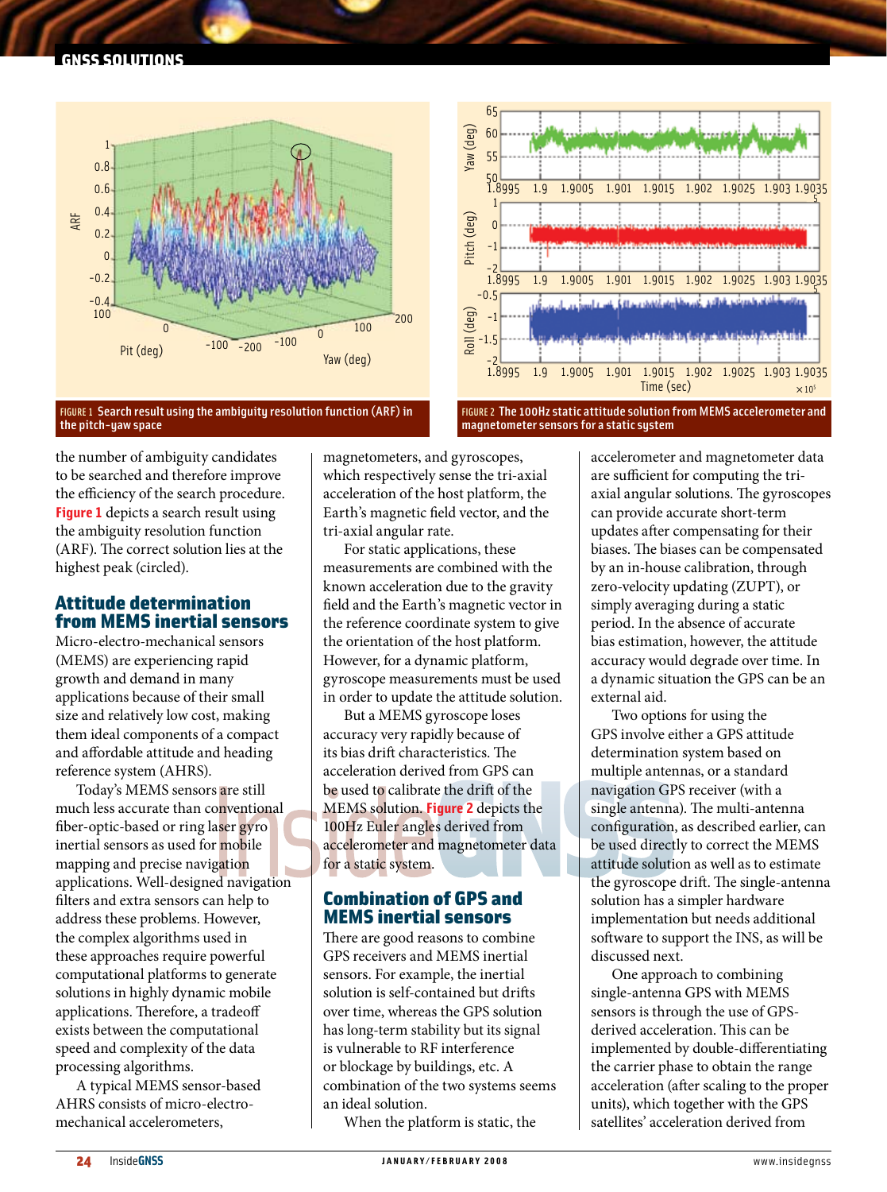FIGURE 1 Search result using the ambiguity resolution function (ARF) in the pitch-yaw space

FIGURE 2 The 100Hz static attitude solution from MEMS accelerometer and magnetometer sensors for a static system

the number of ambiguity candidates to be searched and therefore improve the efficiency of the search procedure. Figure 1 depicts a search result using the ambiguity resolution function (ARF). The correct solution lies at the highest peak (circled).

## Attitude determination from MEMS inertial sensors

Micro-electro-mechanical sensors (MEMS) are experiencing rapid growth and demand in many applications because of their small size and relatively low cost, making them ideal components of a compact and affordable attitude and heading reference system (AHRS).

Today's MEMS sensors are still much less accurate than conventional fiber-optic-based or ring laser gyro inertial sensors as used for mobile mapping and precise navigation applications. Well-designed navigation filters and extra sensors can help to address these problems. However, the complex algorithms used in these approaches require powerful computational platforms to generate solutions in highly dynamic mobile applications. Therefore, a tradeoff exists between the computational speed and complexity of the data processing algorithms.

A typical MEMS sensor-based AHRS consists of micro-electro-mechanical accelerometers, magnetometers, and gyroscopes, which respectively sense the tri-axial acceleration of the host platform, the Earth's magnetic field vector, and the tri-axial angular rate.

For static applications, these measurements are combined with the known acceleration due to the gravity field and the Earth's magnetic vector in the reference coordinate system to give the orientation of the host platform. However, for a dynamic platform, gyroscope measurements must be used in order to update the attitude solution.

But a MEMS gyroscope loses accuracy very rapidly because of its bias drift characteristics. The acceleration derived from GPS can be used to calibrate the drift of the MEMS solution. Figure 2 depicts the 100Hz Euler angles derived from accelerometer and magnetometer data for a static system.

## Combination of GPS and MEMS inertial sensors

There are good reasons to combine GPS receivers and MEMS inertial sensors. For example, the inertial solution is self-contained but drifts over time, whereas the GPS solution has long-term stability but its signal is vulnerable to RF interference or blockage by buildings, etc. A combination of the two systems seems an ideal solution.

When the platform is static, the accelerometer and magnetometer data are sufficient for computing the tri-axial angular solutions. The gyroscopes can provide accurate short-term updates after compensating for their biases. The biases can be compensated by an in-house calibration, through zero-velocity updating (ZUPT), or simply averaging during a static period. In the absence of accurate bias estimation, however, the attitude accuracy would degrade over time. In a dynamic situation the GPS can be an external aid.

Two options for using the GPS involve either a GPS attitude determination system based on multiple antennas, or a standard navigation GPS receiver (with a single antenna). The multi-antenna configuration, as described earlier, can be used directly to correct the MEMS attitude solution as well as to estimate the gyroscope drift. The single-antenna solution has a simpler hardware implementation but needs additional software to support the INS, as will be discussed next.

One approach to combining single-antenna GPS with MEMS sensors is through the use of GPS-derived acceleration. This can be implemented by double-differentiating the carrier phase to obtain the range acceleration (after scaling to the proper units), which together with the GPS satellites' acceleration derived from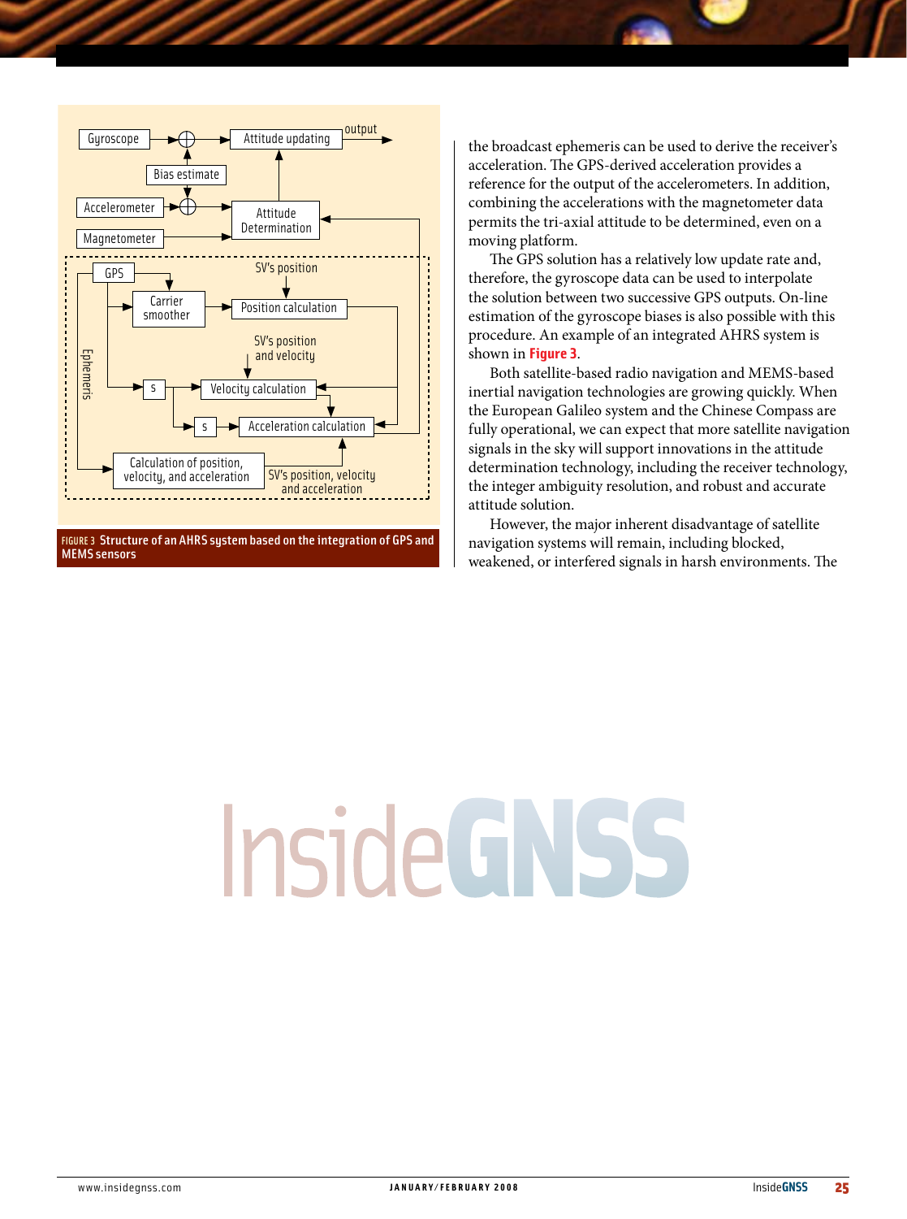FIGURE 3 Structure of an AHRS system based on the integration of GPS and MEMS sensors

the broadcast ephemeris can be used to derive the receiver's acceleration. The GPS-derived acceleration provides a reference for the output of the accelerometers. In addition, combining the accelerations with the magnetometer data permits the tri-axial attitude to be determined, even on a moving platform.

The GPS solution has a relatively low update rate and, therefore, the gyroscope data can be used to interpolate the solution between two successive GPS outputs. On-line estimation of the gyroscope biases is also possible with this procedure. An example of an integrated AHRS system is shown in **Figure 3**.

Both satellite-based radio navigation and MEMS-based inertial navigation technologies are growing quickly. When the European Galileo system and the Chinese Compass are fully operational, we can expect that more satellite navigation signals in the sky will support innovations in the attitude determination technology, including the receiver technology, the integer ambiguity resolution, and robust and accurate attitude solution.

However, the major inherent disadvantage of satellite navigation systems will remain, including blocked, weakened, or interfered signals in harsh environments. The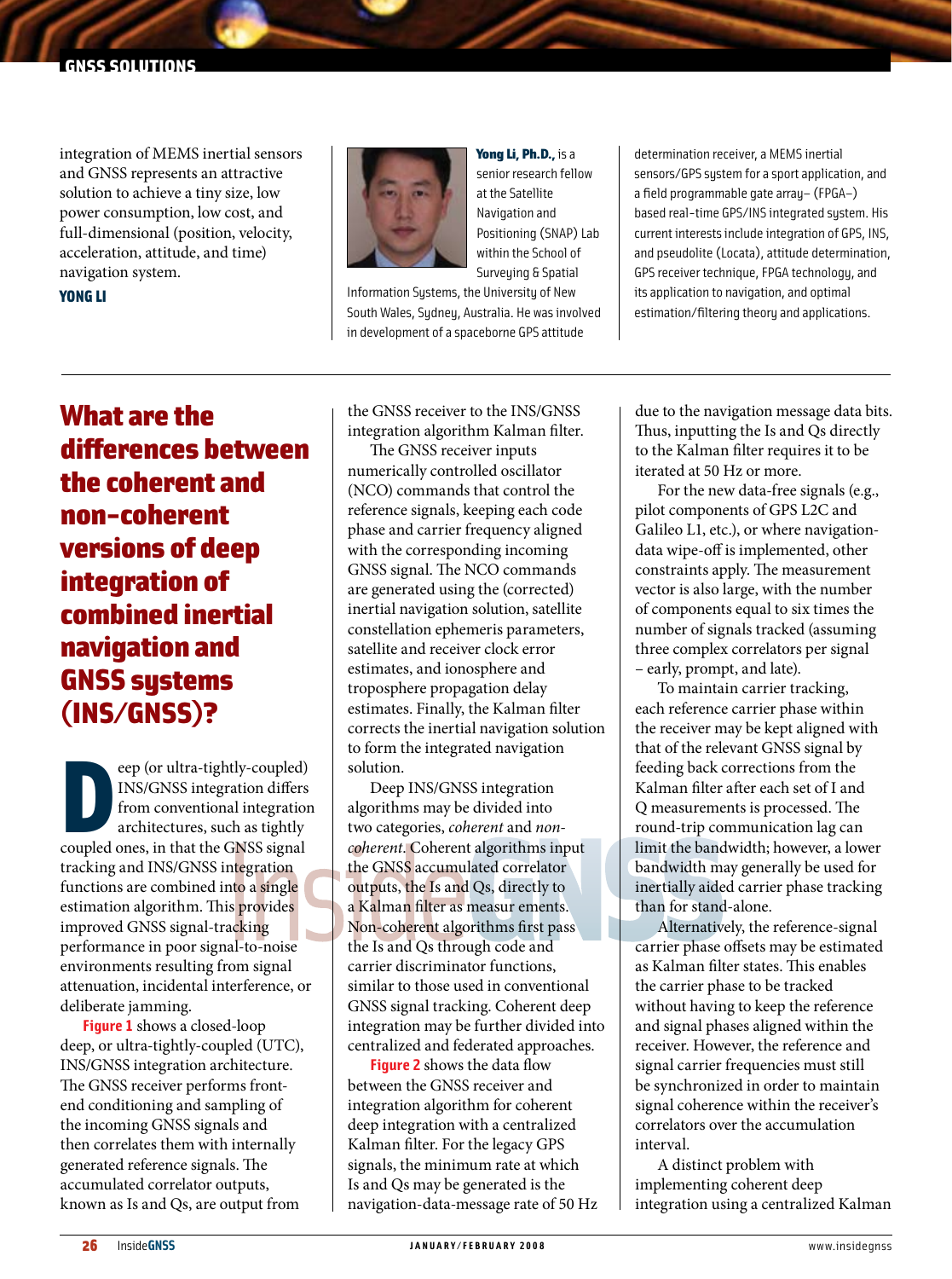integration of MEMS inertial sensors and GNSS represents an attractive solution to achieve a tiny size, low power consumption, low cost, and full-dimensional (position, velocity, acceleration, attitude, and time) navigation system.

**YONG LI**

**Yong Li, Ph.D.,** is a senior research fellow at the Satellite Navigation and Positioning (SNAP) Lab within the School of Surveying & Spatial Information Systems, the University of New South Wales, Sydney, Australia. He was involved in development of a spaceborne GPS attitude determination receiver, a MEMS inertial sensors/GPS system for a sport application, and a field programmable gate array– (FPGA–) based real-time GPS/INS integrated system. His current interests include integration of GPS, INS, and pseudolite (Locata), attitude determination, GPS receiver technique, FPGA technology, and its application to navigation, and optimal estimation/filtering theory and applications.

## What are the differences between the coherent and non-coherent versions of deep integration of combined inertial navigation and GNSS systems (INS/GNSS)?

Deep (or ultra-tightly-coupled) INS/GNSS integration differs from conventional integration architectures, such as tightly coupled ones, in that the GNSS signal tracking and INS/GNSS integration functions are combined into a single estimation algorithm. This provides improved GNSS signal-tracking performance in poor signal-to-noise environments resulting from signal attenuation, incidental interference, or deliberate jamming.

**Figure 1** shows a closed-loop deep, or ultra-tightly-coupled (UTC), INS/GNSS integration architecture. The GNSS receiver performs front-end conditioning and sampling of the incoming GNSS signals and then correlates them with internally generated reference signals. The accumulated correlator outputs, known as Is and Qs, are output from the GNSS receiver to the INS/GNSS integration algorithm Kalman filter.

The GNSS receiver inputs numerically controlled oscillator (NCO) commands that control the reference signals, keeping each code phase and carrier frequency aligned with the corresponding incoming GNSS signal. The NCO commands are generated using the (corrected) inertial navigation solution, satellite constellation ephemeris parameters, satellite and receiver clock error estimates, and ionosphere and troposphere propagation delay estimates. Finally, the Kalman filter corrects the inertial navigation solution to form the integrated navigation solution.

Deep INS/GNSS integration algorithms may be divided into two categories, *coherent* and *non-coherent*. Coherent algorithms input the GNSS accumulated correlator outputs, the Is and Qs, directly to a Kalman filter as measurements. Non-coherent algorithms first pass the Is and Qs through code and carrier discriminator functions, similar to those used in conventional GNSS signal tracking. Coherent deep integration may be further divided into centralized and federated approaches.

**Figure 2** shows the data flow between the GNSS receiver and integration algorithm for coherent deep integration with a centralized Kalman filter. For the legacy GPS signals, the minimum rate at which Is and Qs may be generated is the navigation-data-message rate of 50 Hz due to the navigation message data bits. Thus, inputting the Is and Qs directly to the Kalman filter requires it to be iterated at 50 Hz or more.

For the new data-free signals (e.g., pilot components of GPS L2C and Galileo L1, etc.), or where navigation-data wipe-off is implemented, other constraints apply. The measurement vector is also large, with the number of components equal to six times the number of signals tracked (assuming three complex correlators per signal – early, prompt, and late).

To maintain carrier tracking, each reference carrier phase within the receiver may be kept aligned with that of the relevant GNSS signal by feeding back corrections from the Kalman filter after each set of I and Q measurements is processed. The round-trip communication lag can limit the bandwidth; however, a lower bandwidth may generally be used for inertially aided carrier phase tracking than for stand-alone.

Alternatively, the reference-signal carrier phase offsets may be estimated as Kalman filter states. This enables the carrier phase to be tracked without having to keep the reference and signal phases aligned within the receiver. However, the reference and signal carrier frequencies must still be synchronized in order to maintain signal coherence within the receiver's correlators over the accumulation interval.

A distinct problem with implementing coherent deep integration using a centralized Kalman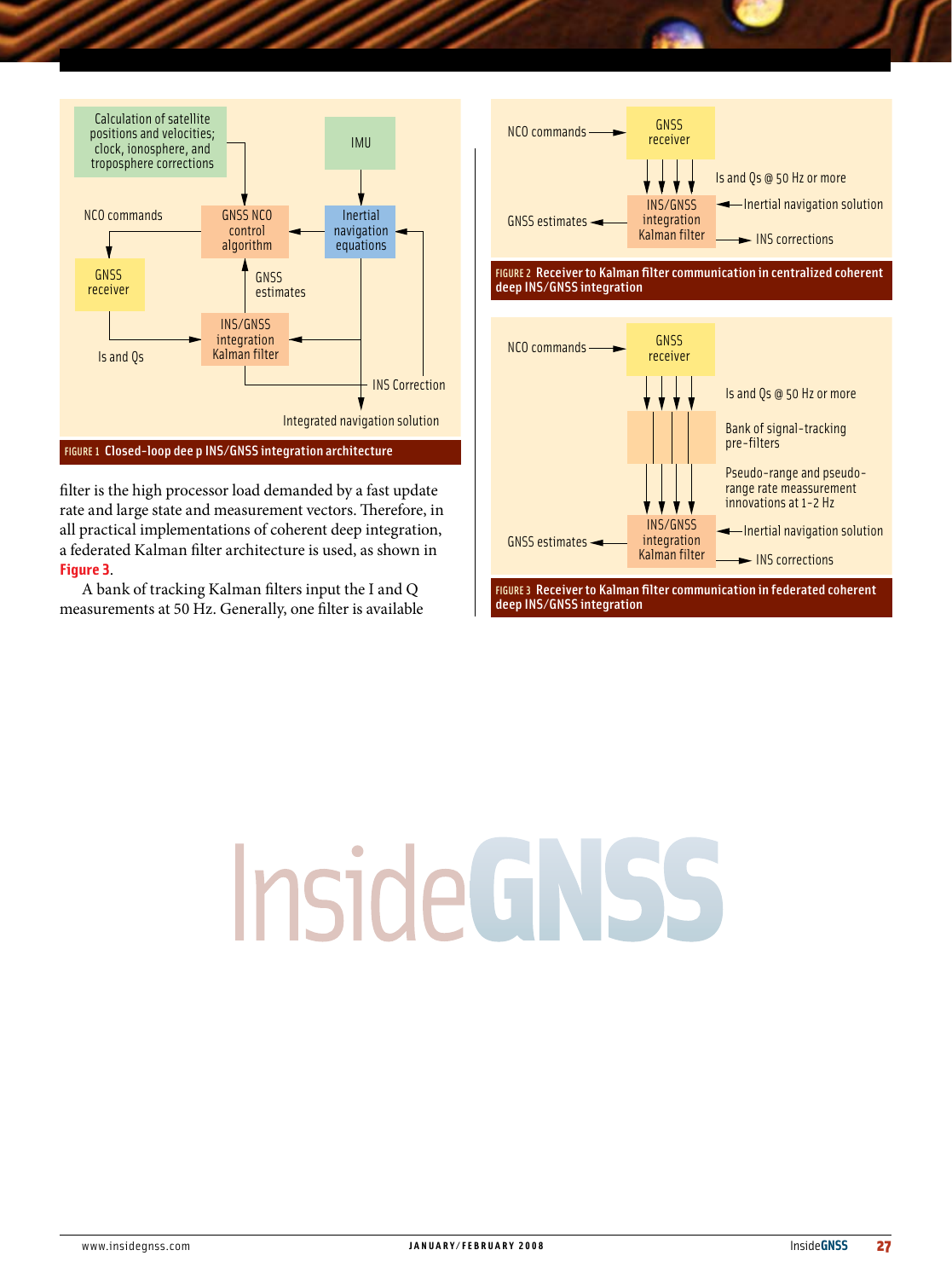FIGURE 1 Closed-loop dee p INS/GNSS integration architecture

filter is the high processor load demanded by a fast update rate and large state and measurement vectors. Therefore, in all practical implementations of coherent deep integration, a federated Kalman filter architecture is used, as shown in **Figure 3**.

A bank of tracking Kalman filters input the I and Q measurements at 50 Hz. Generally, one filter is available

FIGURE 2 Receiver to Kalman filter communication in centralized coherent deep INS/GNSS integration

FIGURE 3 Receiver to Kalman filter communication in federated coherent deep INS/GNSS integration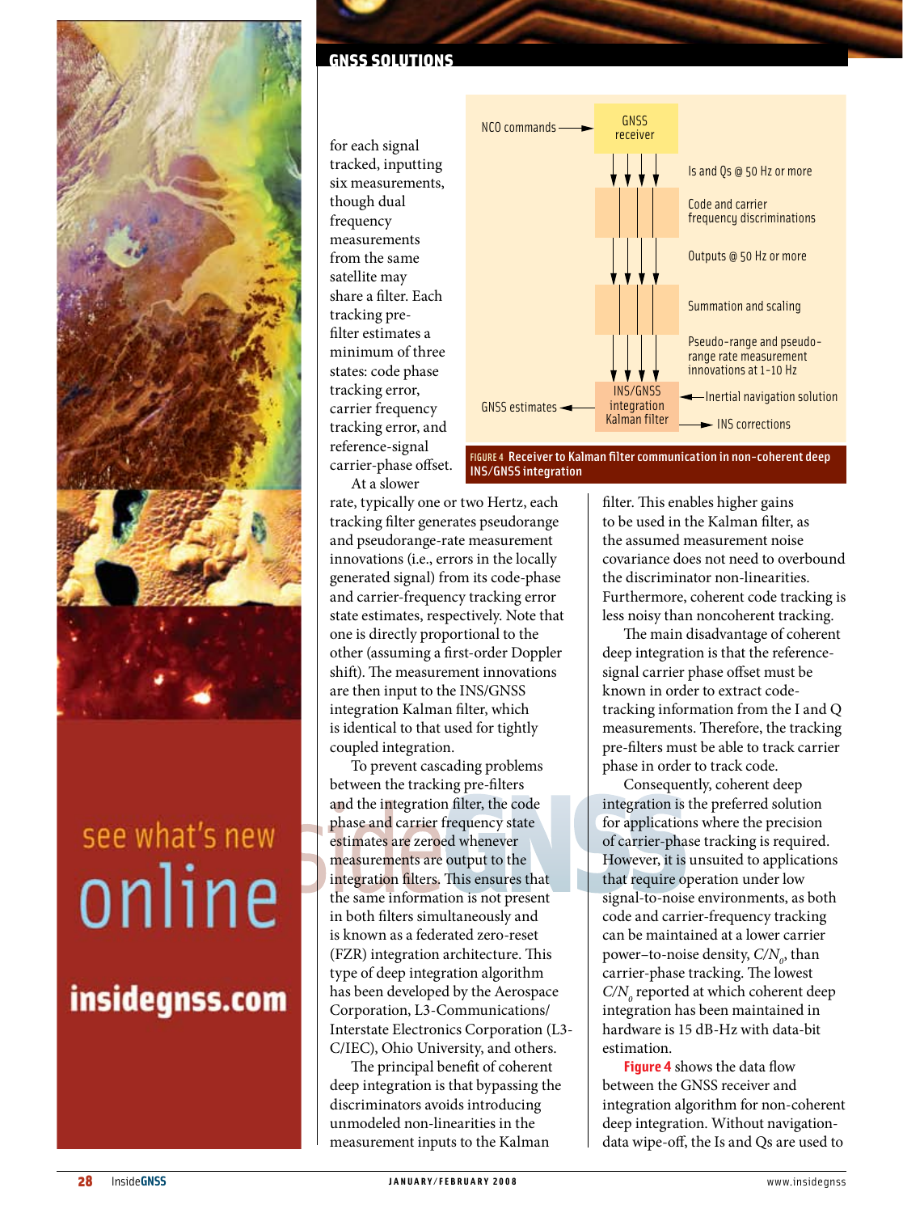for each signal tracked, inputting six measurements, though dual frequency measurements from the same satellite may share a filter. Each tracking pre-filter estimates a minimum of three states: code phase tracking error, carrier frequency tracking error, and reference-signal carrier-phase offset.

At a slower rate, typically one or two Hertz, each tracking filter generates pseudorange and pseudorange-rate measurement innovations (i.e., errors in the locally generated signal) from its code-phase and carrier-frequency tracking error state estimates, respectively. Note that one is directly proportional to the other (assuming a first-order Doppler shift). The measurement innovations are then input to the INS/GNSS integration Kalman filter, which is identical to that used for tightly coupled integration.

To prevent cascading problems between the tracking pre-filters and the integration filter, the code phase and carrier frequency state estimates are zeroed whenever measurements are output to the integration filters. This ensures that the same information is not present in both filters simultaneously and is known as a federated zero-reset (FZR) integration architecture. This type of deep integration algorithm has been developed by the Aerospace Corporation, L3-Communications/Interstate Electronics Corporation (L3-C/IEC), Ohio University, and others.

The principal benefit of coherent deep integration is that bypassing the discriminators avoids introducing unmodeled non-linearities in the measurement inputs to the Kalman filter. This enables higher gains to be used in the Kalman filter, as the assumed measurement noise covariance does not need to overbound the discriminator non-linearities. Furthermore, coherent code tracking is less noisy than noncoherent tracking.

The main disadvantage of coherent deep integration is that the reference-signal carrier phase offset must be known in order to extract code-tracking information from the I and Q measurements. Therefore, the tracking pre-filters must be able to track carrier phase in order to track code.

Consequently, coherent deep integration is the preferred solution for applications where the precision of carrier-phase tracking is required. However, it is unsuited to applications that require operation under low signal-to-noise environments, as both code and carrier-frequency tracking can be maintained at a lower carrier power–to-noise density, $C/N_0$, than carrier-phase tracking. The lowest $C/N_0$ reported at which coherent deep integration has been maintained in hardware is 15 dB-Hz with data-bit estimation.

**Figure 4** shows the data flow between the GNSS receiver and integration algorithm for non-coherent deep integration. Without navigation-data wipe-off, the Is and Qs are used to

NCO commands → GNSS receiver → Is and Qs @ 50 Hz or more → Code and carrier frequency discriminations → Outputs @ 50 Hz or more → Summation and scaling → Pseudo-range and pseudo-range rate measurement innovations at 1-10 Hz → INS/GNSS integration Kalman filter (Inertial navigation solution in; GNSS estimates and INS corrections out)

FIGURE 4 Receiver to Kalman filter communication in non-coherent deep INS/GNSS integration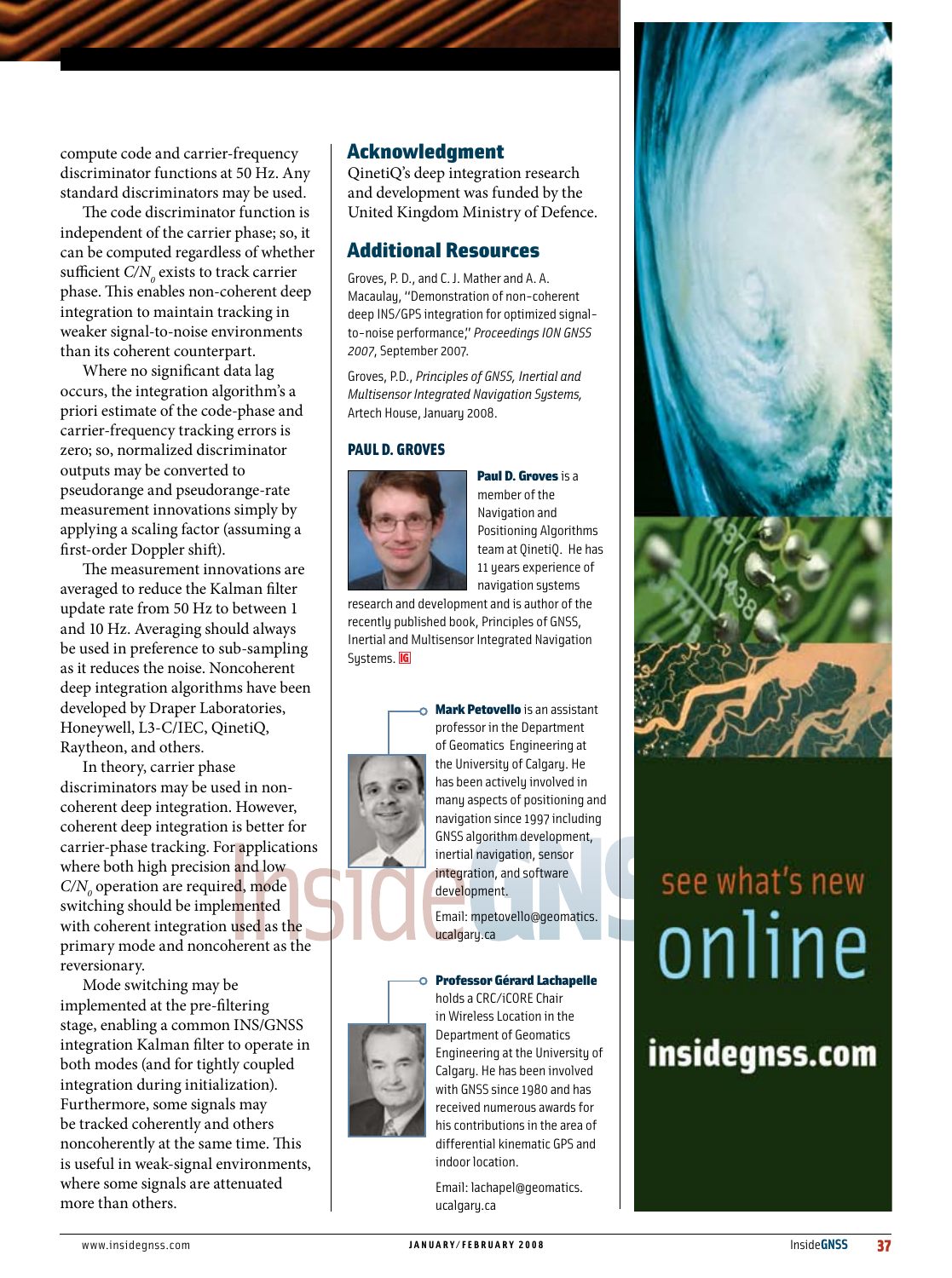compute code and carrier-frequency discriminator functions at 50 Hz. Any standard discriminators may be used.

The code discriminator function is independent of the carrier phase; so, it can be computed regardless of whether sufficient $C/N_0$ exists to track carrier phase. This enables non-coherent deep integration to maintain tracking in weaker signal-to-noise environments than its coherent counterpart.

Where no significant data lag occurs, the integration algorithm's a priori estimate of the code-phase and carrier-frequency tracking errors is zero; so, normalized discriminator outputs may be converted to pseudorange and pseudorange-rate measurement innovations simply by applying a scaling factor (assuming a first-order Doppler shift).

The measurement innovations are averaged to reduce the Kalman filter update rate from 50 Hz to between 1 and 10 Hz. Averaging should always be used in preference to sub-sampling as it reduces the noise. Noncoherent deep integration algorithms have been developed by Draper Laboratories, Honeywell, L3-C/IEC, QinetiQ, Raytheon, and others.

In theory, carrier phase discriminators may be used in non-coherent deep integration. However, coherent deep integration is better for carrier-phase tracking. For applications where both high precision and low $C/N_0$ operation are required, mode switching should be implemented with coherent integration used as the primary mode and noncoherent as the reversionary.

Mode switching may be implemented at the pre-filtering stage, enabling a common INS/GNSS integration Kalman filter to operate in both modes (and for tightly coupled integration during initialization). Furthermore, some signals may be tracked coherently and others noncoherently at the same time. This is useful in weak-signal environments, where some signals are attenuated more than others.

## Acknowledgment

QinetiQ's deep integration research and development was funded by the United Kingdom Ministry of Defence.

## Additional Resources

Groves, P. D., and C. J. Mather and A. A. Macaulay, "Demonstration of non-coherent deep INS/GPS integration for optimized signal-to-noise performance," *Proceedings ION GNSS 2007*, September 2007.

Groves, P.D., *Principles of GNSS, Inertial and Multisensor Integrated Navigation Systems,* Artech House, January 2008.

### PAUL D. GROVES

**Paul D. Groves** is a member of the Navigation and Positioning Algorithms team at QinetiQ. He has 11 years experience of navigation systems research and development and is author of the recently published book, Principles of GNSS, Inertial and Multisensor Integrated Navigation Systems.

**Mark Petovello** is an assistant professor in the Department of Geomatics Engineering at the University of Calgary. He has been actively involved in many aspects of positioning and navigation since 1997 including GNSS algorithm development, inertial navigation, sensor integration, and software development.

Email: mpetovello@geomatics.ucalgary.ca

**Professor Gérard Lachapelle** holds a CRC/iCORE Chair in Wireless Location in the Department of Geomatics Engineering at the University of Calgary. He has been involved with GNSS since 1980 and has received numerous awards for his contributions in the area of differential kinematic GPS and indoor location.

Email: lachapel@geomatics.ucalgary.ca

see what's new online

insidegnss.com